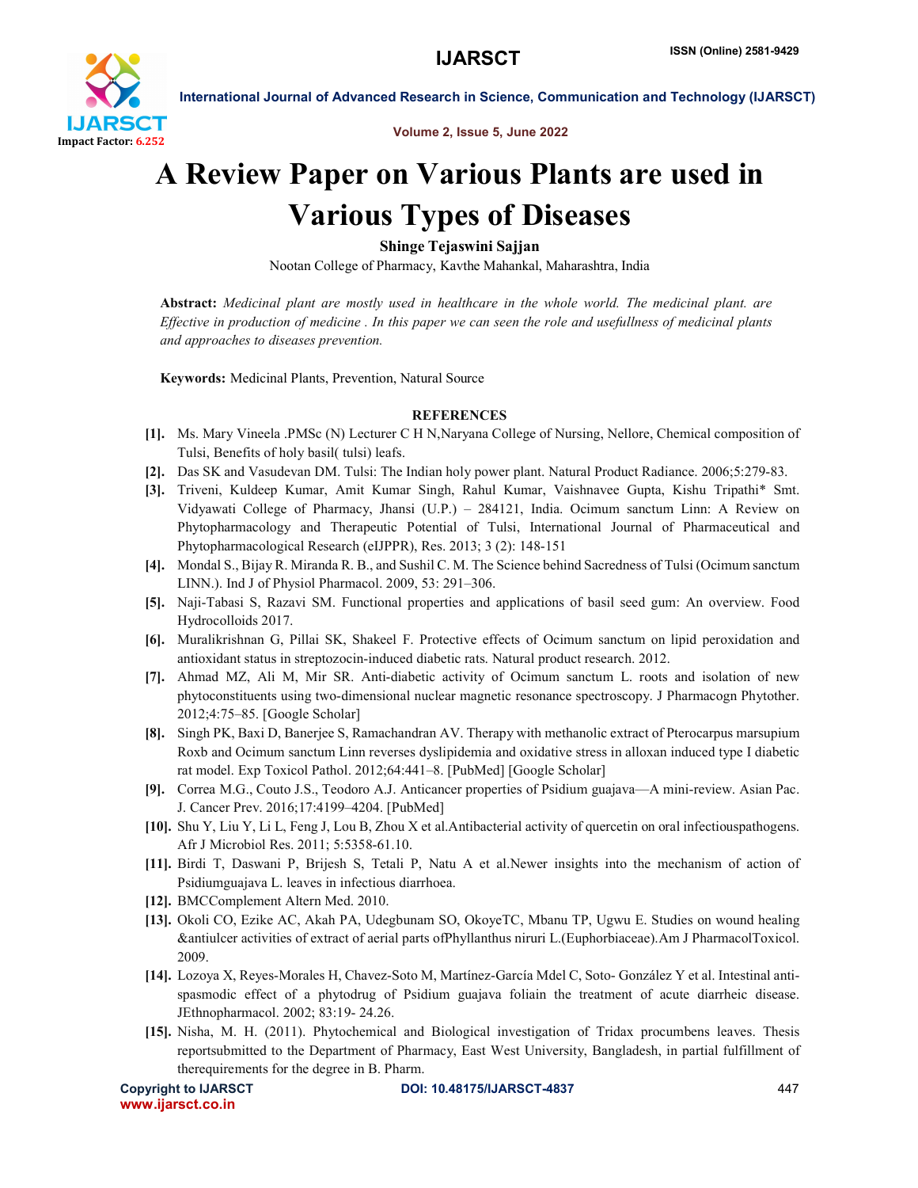# A Review Paper on Various Plants are used in Various Types of Diseases

**Shinge Tejaswini Sajjan**

Nootan College of Pharmacy, Kavthe Mahankal, Maharashtra, India

**Abstract:** *Medicinal plant are mostly used in healthcare in the whole world. The medicinal plant. are Effective in production of medicine . In this paper we can seen the role and usefullness of medicinal plants and approaches to diseases prevention.*

**Keywords:** Medicinal Plants, Prevention, Natural Source

## REFERENCES

**[1].** Ms. Mary Vineela .PMSc (N) Lecturer C H N,Naryana College of Nursing, Nellore, Chemical composition of Tulsi, Benefits of holy basil( tulsi) leafs.

**[2].** Das SK and Vasudevan DM. Tulsi: The Indian holy power plant. Natural Product Radiance. 2006;5:279-83.

**[3].** Triveni, Kuldeep Kumar, Amit Kumar Singh, Rahul Kumar, Vaishnavee Gupta, Kishu Tripathi* Smt. Vidyawati College of Pharmacy, Jhansi (U.P.) – 284121, India. Ocimum sanctum Linn: A Review on Phytopharmacology and Therapeutic Potential of Tulsi, International Journal of Pharmaceutical and Phytopharmacological Research (eIJPPR), Res. 2013; 3 (2): 148-151

**[4].** Mondal S., Bijay R. Miranda R. B., and Sushil C. M. The Science behind Sacredness of Tulsi (Ocimum sanctum LINN.). Ind J of Physiol Pharmacol. 2009, 53: 291–306.

**[5].** Naji-Tabasi S, Razavi SM. Functional properties and applications of basil seed gum: An overview. Food Hydrocolloids 2017.

**[6].** Muralikrishnan G, Pillai SK, Shakeel F. Protective effects of Ocimum sanctum on lipid peroxidation and antioxidant status in streptozocin-induced diabetic rats. Natural product research. 2012.

**[7].** Ahmad MZ, Ali M, Mir SR. Anti-diabetic activity of Ocimum sanctum L. roots and isolation of new phytoconstituents using two-dimensional nuclear magnetic resonance spectroscopy. J Pharmacogn Phytother. 2012;4:75–85. [Google Scholar]

**[8].** Singh PK, Baxi D, Banerjee S, Ramachandran AV. Therapy with methanolic extract of Pterocarpus marsupium Roxb and Ocimum sanctum Linn reverses dyslipidemia and oxidative stress in alloxan induced type I diabetic rat model. Exp Toxicol Pathol. 2012;64:441–8. [PubMed] [Google Scholar]

**[9].** Correa M.G., Couto J.S., Teodoro A.J. Anticancer properties of Psidium guajava—A mini-review. Asian Pac. J. Cancer Prev. 2016;17:4199–4204. [PubMed]

**[10].** Shu Y, Liu Y, Li L, Feng J, Lou B, Zhou X et al.Antibacterial activity of quercetin on oral infectiouspathogens. Afr J Microbiol Res. 2011; 5:5358-61.10.

**[11].** Birdi T, Daswani P, Brijesh S, Tetali P, Natu A et al.Newer insights into the mechanism of action of Psidiumguajava L. leaves in infectious diarrhoea.

**[12].** BMCComplement Altern Med. 2010.

**[13].** Okoli CO, Ezike AC, Akah PA, Udegbunam SO, OkoyeTC, Mbanu TP, Ugwu E. Studies on wound healing &antiulcer activities of extract of aerial parts ofPhyllanthus niruri L.(Euphorbiaceae).Am J PharmacolToxicol. 2009.

**[14].** Lozoya X, Reyes-Morales H, Chavez-Soto M, Martínez-García Mdel C, Soto- González Y et al. Intestinal anti-spasmodic effect of a phytodrug of Psidium guajava foliain the treatment of acute diarrheic disease. JEthnopharmacol. 2002; 83:19- 24.26.

**[15].** Nisha, M. H. (2011). Phytochemical and Biological investigation of Tridax procumbens leaves. Thesis reportsubmitted to the Department of Pharmacy, East West University, Bangladesh, in partial fulfillment of therequirements for the degree in B. Pharm.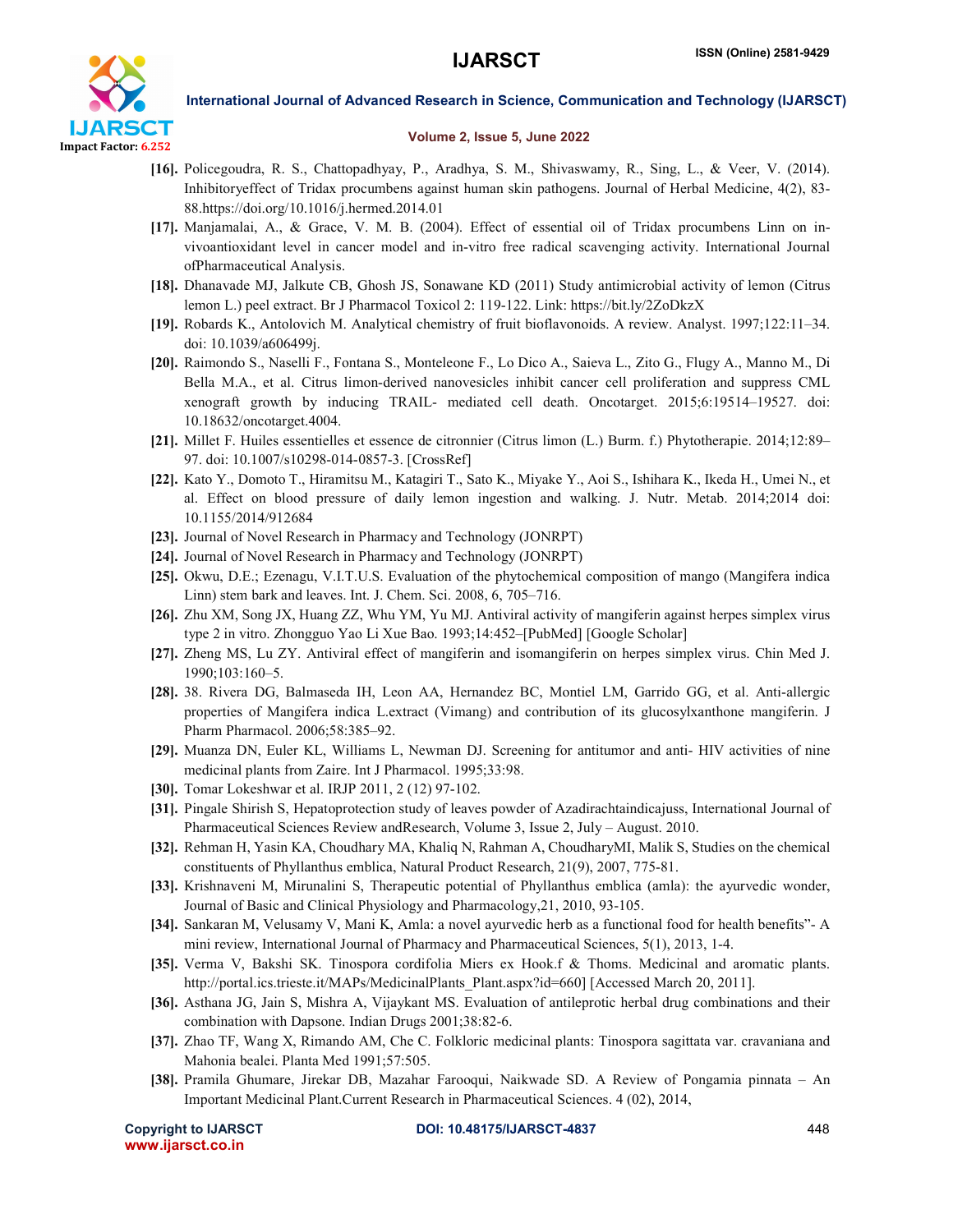[16]. Policegoudra, R. S., Chattopadhyay, P., Aradhya, S. M., Shivaswamy, R., Sing, L., & Veer, V. (2014). Inhibitoryeffect of Tridax procumbens against human skin pathogens. Journal of Herbal Medicine, 4(2), 83-88.https://doi.org/10.1016/j.hermed.2014.01

[17]. Manjamalai, A., & Grace, V. M. B. (2004). Effect of essential oil of Tridax procumbens Linn on in-vivoantioxidant level in cancer model and in-vitro free radical scavenging activity. International Journal ofPharmaceutical Analysis.

[18]. Dhanavade MJ, Jalkute CB, Ghosh JS, Sonawane KD (2011) Study antimicrobial activity of lemon (Citrus lemon L.) peel extract. Br J Pharmacol Toxicol 2: 119-122. Link: https://bit.ly/2ZoDkzX

[19]. Robards K., Antolovich M. Analytical chemistry of fruit bioflavonoids. A review. Analyst. 1997;122:11–34. doi: 10.1039/a606499j.

[20]. Raimondo S., Naselli F., Fontana S., Monteleone F., Lo Dico A., Saieva L., Zito G., Flugy A., Manno M., Di Bella M.A., et al. Citrus limon-derived nanovesicles inhibit cancer cell proliferation and suppress CML xenograft growth by inducing TRAIL- mediated cell death. Oncotarget. 2015;6:19514–19527. doi: 10.18632/oncotarget.4004.

[21]. Millet F. Huiles essentielles et essence de citronnier (Citrus limon (L.) Burm. f.) Phytotherapie. 2014;12:89–97. doi: 10.1007/s10298-014-0857-3. [CrossRef]

[22]. Kato Y., Domoto T., Hiramitsu M., Katagiri T., Sato K., Miyake Y., Aoi S., Ishihara K., Ikeda H., Umei N., et al. Effect on blood pressure of daily lemon ingestion and walking. J. Nutr. Metab. 2014;2014 doi: 10.1155/2014/912684

[23]. Journal of Novel Research in Pharmacy and Technology (JONRPT)

[24]. Journal of Novel Research in Pharmacy and Technology (JONRPT)

[25]. Okwu, D.E.; Ezenagu, V.I.T.U.S. Evaluation of the phytochemical composition of mango (Mangifera indica Linn) stem bark and leaves. Int. J. Chem. Sci. 2008, 6, 705–716.

[26]. Zhu XM, Song JX, Huang ZZ, Whu YM, Yu MJ. Antiviral activity of mangiferin against herpes simplex virus type 2 in vitro. Zhongguo Yao Li Xue Bao. 1993;14:452–[PubMed] [Google Scholar]

[27]. Zheng MS, Lu ZY. Antiviral effect of mangiferin and isomangiferin on herpes simplex virus. Chin Med J. 1990;103:160–5.

[28]. 38. Rivera DG, Balmaseda IH, Leon AA, Hernandez BC, Montiel LM, Garrido GG, et al. Anti-allergic properties of Mangifera indica L.extract (Vimang) and contribution of its glucosylxanthone mangiferin. J Pharm Pharmacol. 2006;58:385–92.

[29]. Muanza DN, Euler KL, Williams L, Newman DJ. Screening for antitumor and anti- HIV activities of nine medicinal plants from Zaire. Int J Pharmacol. 1995;33:98.

[30]. Tomar Lokeshwar et al. IRJP 2011, 2 (12) 97-102.

[31]. Pingale Shirish S, Hepatoprotection study of leaves powder of Azadirachtaindicajuss, International Journal of Pharmaceutical Sciences Review andResearch, Volume 3, Issue 2, July – August. 2010.

[32]. Rehman H, Yasin KA, Choudhary MA, Khaliq N, Rahman A, ChoudharyMI, Malik S, Studies on the chemical constituents of Phyllanthus emblica, Natural Product Research, 21(9), 2007, 775-81.

[33]. Krishnaveni M, Mirunalini S, Therapeutic potential of Phyllanthus emblica (amla): the ayurvedic wonder, Journal of Basic and Clinical Physiology and Pharmacology,21, 2010, 93-105.

[34]. Sankaran M, Velusamy V, Mani K, Amla: a novel ayurvedic herb as a functional food for health benefits"- A mini review, International Journal of Pharmacy and Pharmaceutical Sciences, 5(1), 2013, 1-4.

[35]. Verma V, Bakshi SK. Tinospora cordifolia Miers ex Hook.f & Thoms. Medicinal and aromatic plants. http://portal.ics.trieste.it/MAPs/MedicinalPlants_Plant.aspx?id=660] [Accessed March 20, 2011].

[36]. Asthana JG, Jain S, Mishra A, Vijaykant MS. Evaluation of antileprotic herbal drug combinations and their combination with Dapsone. Indian Drugs 2001;38:82-6.

[37]. Zhao TF, Wang X, Rimando AM, Che C. Folkloric medicinal plants: Tinospora sagittata var. cravaniana and Mahonia bealei. Planta Med 1991;57:505.

[38]. Pramila Ghumare, Jirekar DB, Mazahar Farooqui, Naikwade SD. A Review of Pongamia pinnata – An Important Medicinal Plant.Current Research in Pharmaceutical Sciences. 4 (02), 2014,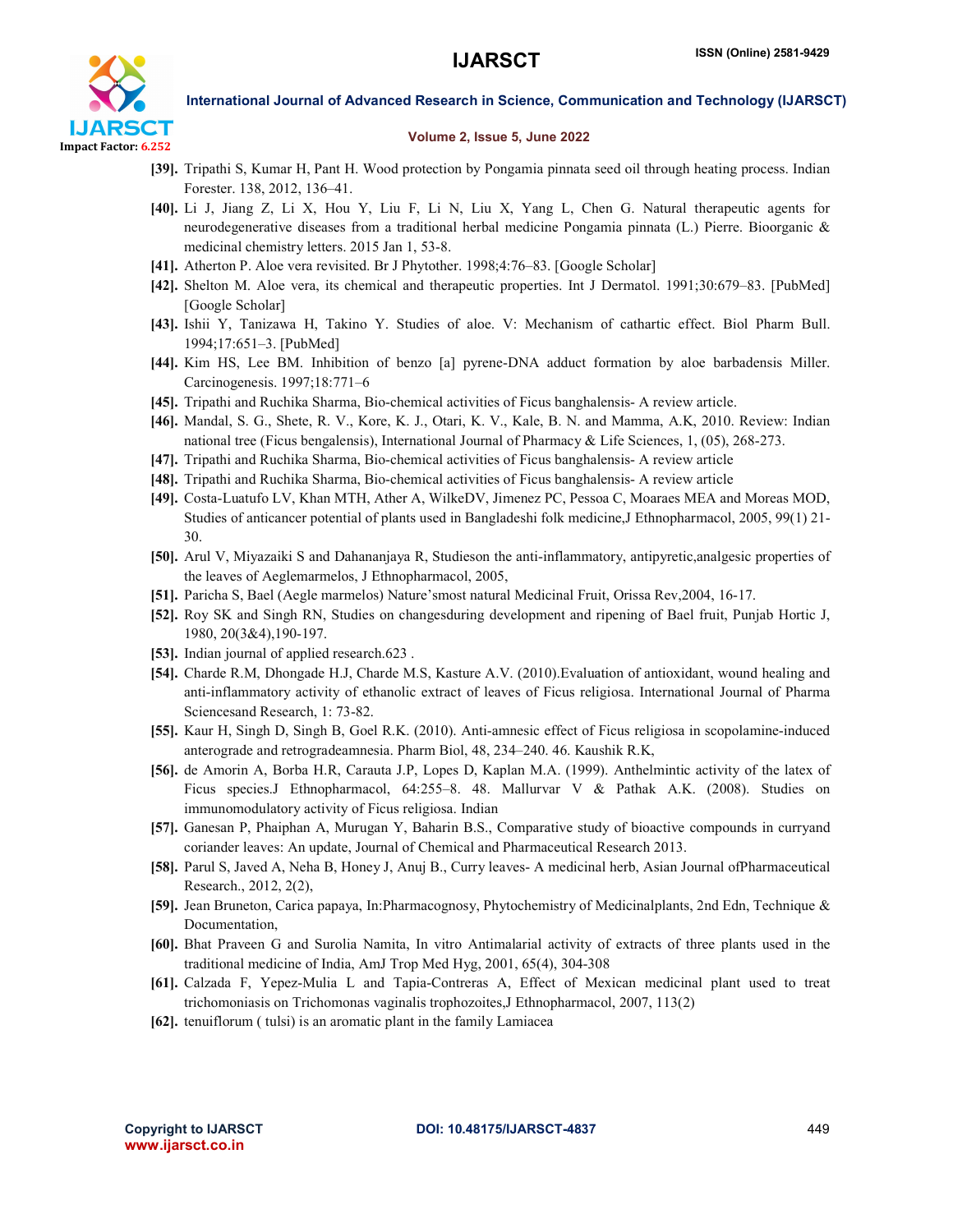**[39].** Tripathi S, Kumar H, Pant H. Wood protection by Pongamia pinnata seed oil through heating process. Indian Forester. 138, 2012, 136–41.

**[40].** Li J, Jiang Z, Li X, Hou Y, Liu F, Li N, Liu X, Yang L, Chen G. Natural therapeutic agents for neurodegenerative diseases from a traditional herbal medicine Pongamia pinnata (L.) Pierre. Bioorganic & medicinal chemistry letters. 2015 Jan 1, 53-8.

**[41].** Atherton P. Aloe vera revisited. Br J Phytother. 1998;4:76–83. [Google Scholar]

**[42].** Shelton M. Aloe vera, its chemical and therapeutic properties. Int J Dermatol. 1991;30:679–83. [PubMed] [Google Scholar]

**[43].** Ishii Y, Tanizawa H, Takino Y. Studies of aloe. V: Mechanism of cathartic effect. Biol Pharm Bull. 1994;17:651–3. [PubMed]

**[44].** Kim HS, Lee BM. Inhibition of benzo [a] pyrene-DNA adduct formation by aloe barbadensis Miller. Carcinogenesis. 1997;18:771–6

**[45].** Tripathi and Ruchika Sharma, Bio-chemical activities of Ficus banghalensis- A review article.

**[46].** Mandal, S. G., Shete, R. V., Kore, K. J., Otari, K. V., Kale, B. N. and Mamma, A.K, 2010. Review: Indian national tree (Ficus bengalensis), International Journal of Pharmacy & Life Sciences, 1, (05), 268-273.

**[47].** Tripathi and Ruchika Sharma, Bio-chemical activities of Ficus banghalensis- A review article

**[48].** Tripathi and Ruchika Sharma, Bio-chemical activities of Ficus banghalensis- A review article

**[49].** Costa-Luatufo LV, Khan MTH, Ather A, WilkeDV, Jimenez PC, Pessoa C, Moaraes MEA and Moreas MOD, Studies of anticancer potential of plants used in Bangladeshi folk medicine,J Ethnopharmacol, 2005, 99(1) 21-30.

**[50].** Arul V, Miyazaiki S and Dahananjaya R, Studieson the anti-inflammatory, antipyretic,analgesic properties of the leaves of Aeglemarmelos, J Ethnopharmacol, 2005,

**[51].** Paricha S, Bael (Aegle marmelos) Nature'smost natural Medicinal Fruit, Orissa Rev,2004, 16-17.

**[52].** Roy SK and Singh RN, Studies on changesduring development and ripening of Bael fruit, Punjab Hortic J, 1980, 20(3&4),190-197.

**[53].** Indian journal of applied research.623 .

**[54].** Charde R.M, Dhongade H.J, Charde M.S, Kasture A.V. (2010).Evaluation of antioxidant, wound healing and anti-inflammatory activity of ethanolic extract of leaves of Ficus religiosa. International Journal of Pharma Sciencesand Research, 1: 73-82.

**[55].** Kaur H, Singh D, Singh B, Goel R.K. (2010). Anti-amnesic effect of Ficus religiosa in scopolamine-induced anterograde and retrogradeamnesia. Pharm Biol, 48, 234–240. 46. Kaushik R.K,

**[56].** de Amorin A, Borba H.R, Carauta J.P, Lopes D, Kaplan M.A. (1999). Anthelmintic activity of the latex of Ficus species.J Ethnopharmacol, 64:255–8. 48. Mallurvar V & Pathak A.K. (2008). Studies on immunomodulatory activity of Ficus religiosa. Indian

**[57].** Ganesan P, Phaiphan A, Murugan Y, Baharin B.S., Comparative study of bioactive compounds in curryand coriander leaves: An update, Journal of Chemical and Pharmaceutical Research 2013.

**[58].** Parul S, Javed A, Neha B, Honey J, Anuj B., Curry leaves- A medicinal herb, Asian Journal ofPharmaceutical Research., 2012, 2(2),

**[59].** Jean Bruneton, Carica papaya, In:Pharmacognosy, Phytochemistry of Medicinalplants, 2nd Edn, Technique & Documentation,

**[60].** Bhat Praveen G and Surolia Namita, In vitro Antimalarial activity of extracts of three plants used in the traditional medicine of India, AmJ Trop Med Hyg, 2001, 65(4), 304-308

**[61].** Calzada F, Yepez-Mulia L and Tapia-Contreras A, Effect of Mexican medicinal plant used to treat trichomoniasis on Trichomonas vaginalis trophozoites,J Ethnopharmacol, 2007, 113(2)

**[62].** tenuiflorum ( tulsi) is an aromatic plant in the family Lamiacea